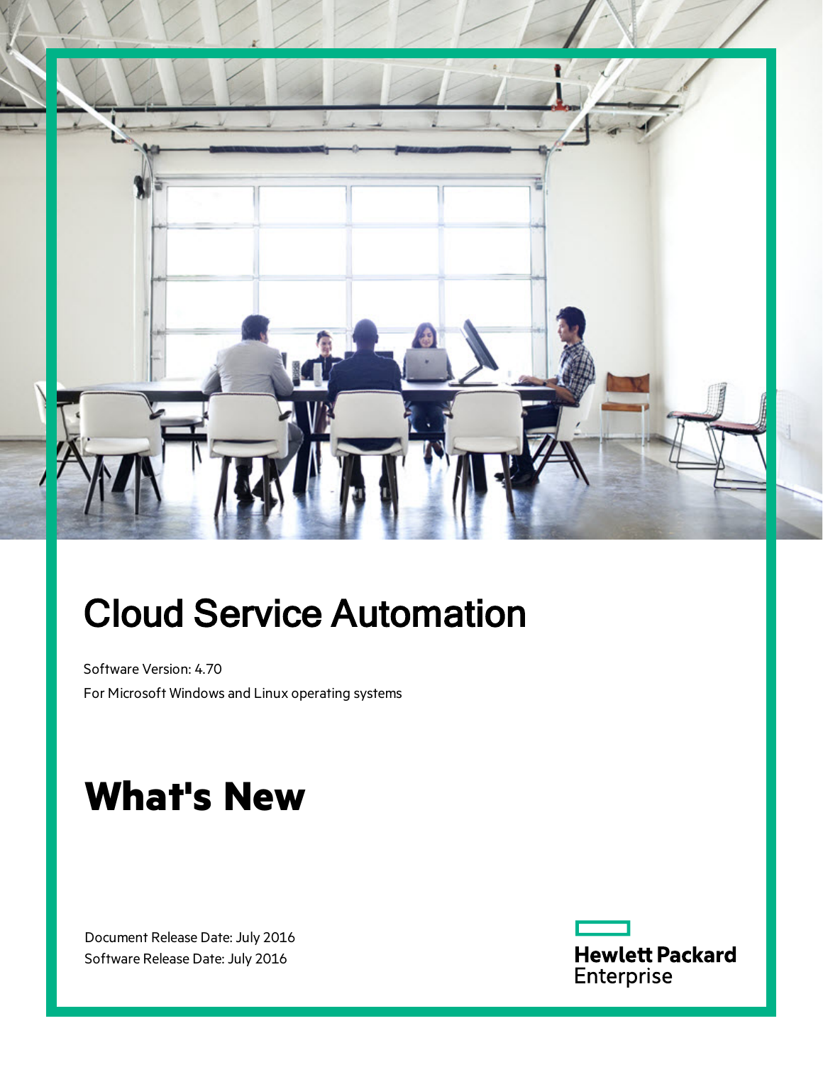# Cloud Service Automation

Software Version: 4.70

For Microsoft Windows and Linux operating systems

# What's New

Document Release Date: July 2016

Software Release Date: July 2016

Hewlett Packard Enterprise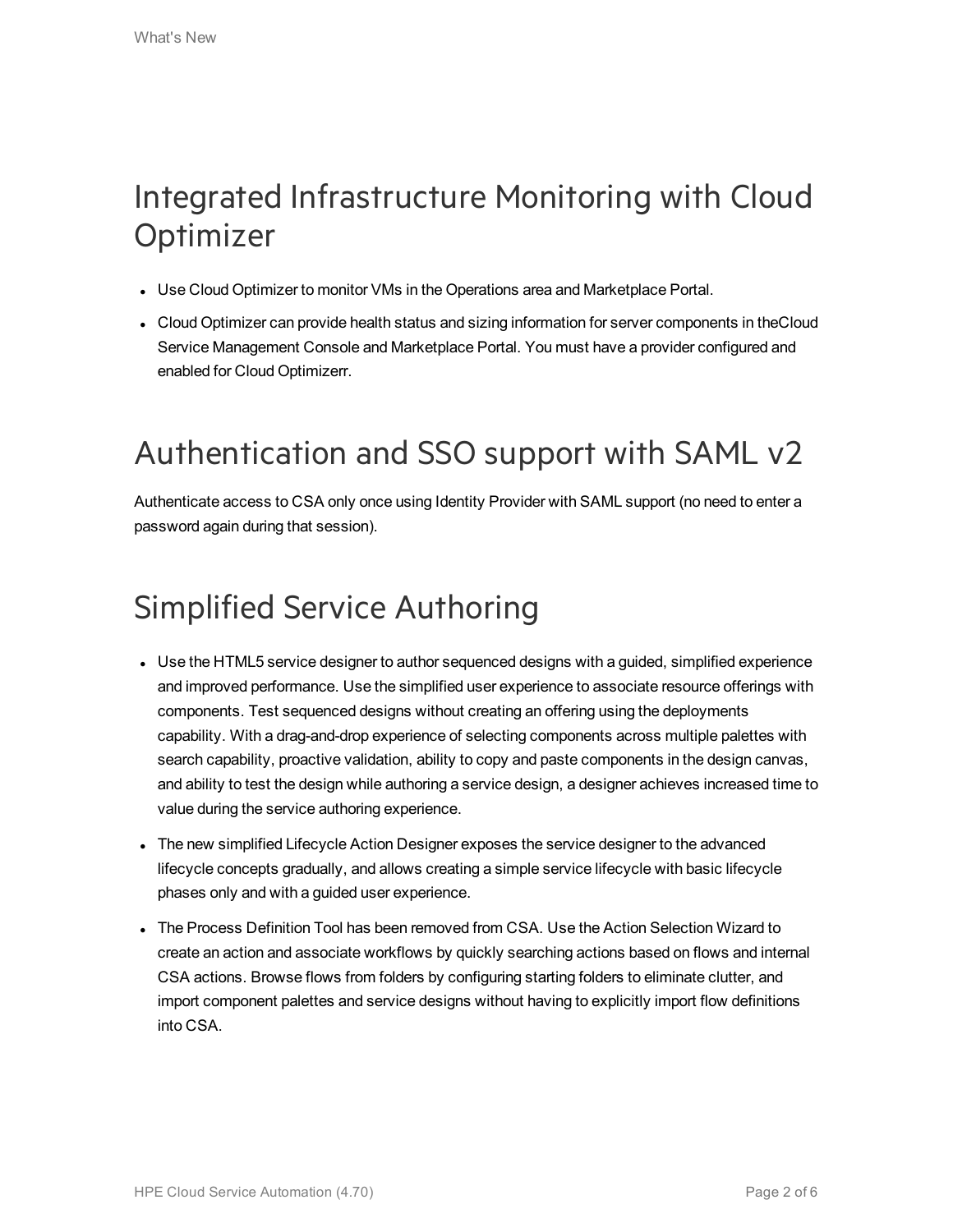# Integrated Infrastructure Monitoring with Cloud Optimizer

- Use Cloud Optimizer to monitor VMs in the Operations area and Marketplace Portal.
- Cloud Optimizer can provide health status and sizing information for server components in theCloud Service Management Console and Marketplace Portal. You must have a provider configured and enabled for Cloud Optimizerr.

# Authentication and SSO support with SAML v2

Authenticate access to CSA only once using Identity Provider with SAML support (no need to enter a password again during that session).

# Simplified Service Authoring

- Use the HTML5 service designer to author sequenced designs with a guided, simplified experience and improved performance. Use the simplified user experience to associate resource offerings with components. Test sequenced designs without creating an offering using the deployments capability. With a drag-and-drop experience of selecting components across multiple palettes with search capability, proactive validation, ability to copy and paste components in the design canvas, and ability to test the design while authoring a service design, a designer achieves increased time to value during the service authoring experience.
- The new simplified Lifecycle Action Designer exposes the service designer to the advanced lifecycle concepts gradually, and allows creating a simple service lifecycle with basic lifecycle phases only and with a guided user experience.
- The Process Definition Tool has been removed from CSA. Use the Action Selection Wizard to create an action and associate workflows by quickly searching actions based on flows and internal CSA actions. Browse flows from folders by configuring starting folders to eliminate clutter, and import component palettes and service designs without having to explicitly import flow definitions into CSA.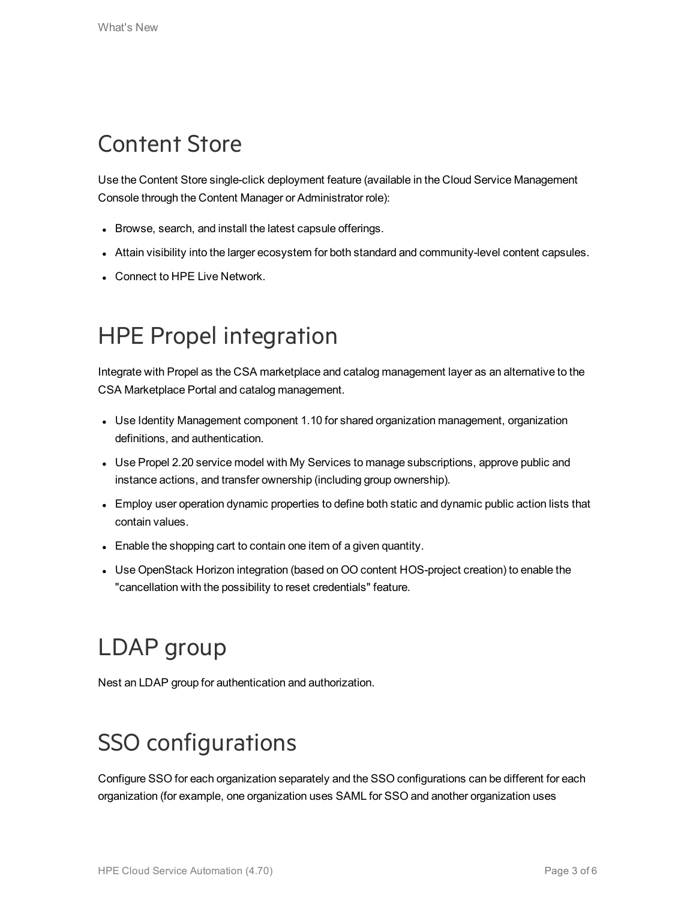## Content Store

Use the Content Store single-click deployment feature (available in the Cloud Service Management Console through the Content Manager or Administrator role):

- Browse, search, and install the latest capsule offerings.
- Attain visibility into the larger ecosystem for both standard and community-level content capsules.
- Connect to HPE Live Network.

## HPE Propel integration

Integrate with Propel as the CSA marketplace and catalog management layer as an alternative to the CSA Marketplace Portal and catalog management.

- Use Identity Management component 1.10 for shared organization management, organization definitions, and authentication.
- Use Propel 2.20 service model with My Services to manage subscriptions, approve public and instance actions, and transfer ownership (including group ownership).
- Employ user operation dynamic properties to define both static and dynamic public action lists that contain values.
- Enable the shopping cart to contain one item of a given quantity.
- Use OpenStack Horizon integration (based on OO content HOS-project creation) to enable the "cancellation with the possibility to reset credentials" feature.

## LDAP group

Nest an LDAP group for authentication and authorization.

## SSO configurations

Configure SSO for each organization separately and the SSO configurations can be different for each organization (for example, one organization uses SAML for SSO and another organization uses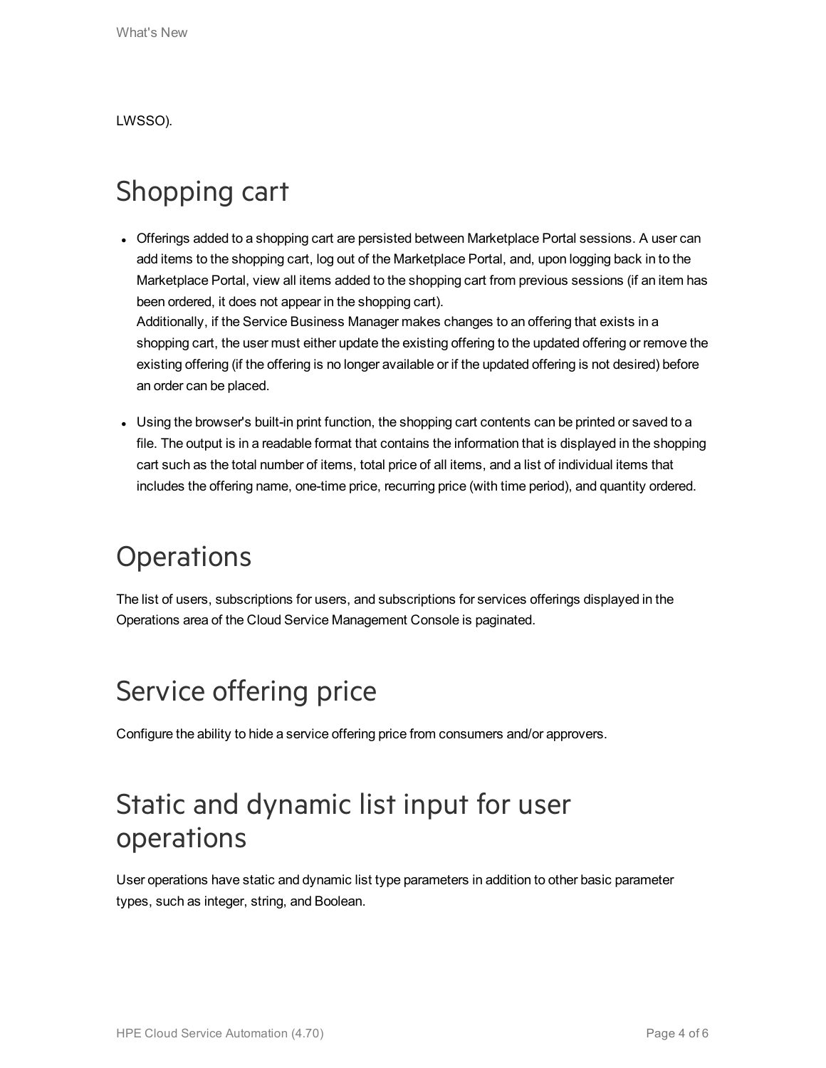LWSSO).

# Shopping cart

- Offerings added to a shopping cart are persisted between Marketplace Portal sessions. A user can add items to the shopping cart, log out of the Marketplace Portal, and, upon logging back in to the Marketplace Portal, view all items added to the shopping cart from previous sessions (if an item has been ordered, it does not appear in the shopping cart).
  Additionally, if the Service Business Manager makes changes to an offering that exists in a shopping cart, the user must either update the existing offering to the updated offering or remove the existing offering (if the offering is no longer available or if the updated offering is not desired) before an order can be placed.
- Using the browser's built-in print function, the shopping cart contents can be printed or saved to a file. The output is in a readable format that contains the information that is displayed in the shopping cart such as the total number of items, total price of all items, and a list of individual items that includes the offering name, one-time price, recurring price (with time period), and quantity ordered.

# Operations

The list of users, subscriptions for users, and subscriptions for services offerings displayed in the Operations area of the Cloud Service Management Console is paginated.

# Service offering price

Configure the ability to hide a service offering price from consumers and/or approvers.

# Static and dynamic list input for user operations

User operations have static and dynamic list type parameters in addition to other basic parameter types, such as integer, string, and Boolean.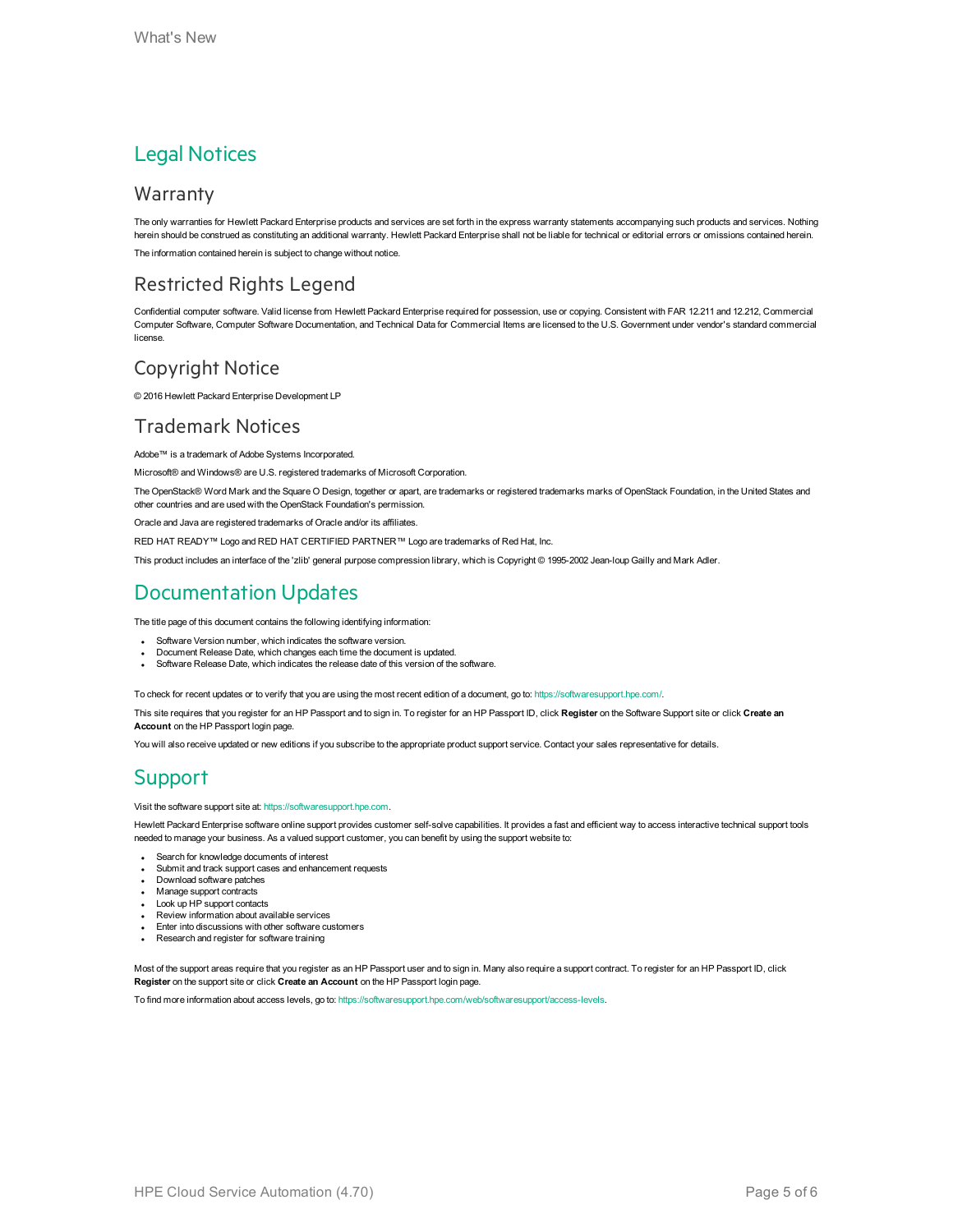# Legal Notices

## Warranty

The only warranties for Hewlett Packard Enterprise products and services are set forth in the express warranty statements accompanying such products and services. Nothing herein should be construed as constituting an additional warranty. Hewlett Packard Enterprise shall not be liable for technical or editorial errors or omissions contained herein.

The information contained herein is subject to change without notice.

## Restricted Rights Legend

Confidential computer software. Valid license from Hewlett Packard Enterprise required for possession, use or copying. Consistent with FAR 12.211 and 12.212, Commercial Computer Software, Computer Software Documentation, and Technical Data for Commercial Items are licensed to the U.S. Government under vendor's standard commercial license.

## Copyright Notice

© 2016 Hewlett Packard Enterprise Development LP

## Trademark Notices

Adobe™ is a trademark of Adobe Systems Incorporated.

Microsoft® and Windows® are U.S. registered trademarks of Microsoft Corporation.

The OpenStack® Word Mark and the Square O Design, together or apart, are trademarks or registered trademarks marks of OpenStack Foundation, in the United States and other countries and are used with the OpenStack Foundation's permission.

Oracle and Java are registered trademarks of Oracle and/or its affiliates.

RED HAT READY™ Logo and RED HAT CERTIFIED PARTNER™ Logo are trademarks of Red Hat, Inc.

This product includes an interface of the 'zlib' general purpose compression library, which is Copyright © 1995-2002 Jean-loup Gailly and Mark Adler.

# Documentation Updates

The title page of this document contains the following identifying information:

- Software Version number, which indicates the software version.
- Document Release Date, which changes each time the document is updated.
- Software Release Date, which indicates the release date of this version of the software.

To check for recent updates or to verify that you are using the most recent edition of a document, go to: https://softwaresupport.hpe.com/.

This site requires that you register for an HP Passport and to sign in. To register for an HP Passport ID, click **Register** on the Software Support site or click **Create an Account** on the HP Passport login page.

You will also receive updated or new editions if you subscribe to the appropriate product support service. Contact your sales representative for details.

# Support

Visit the software support site at: https://softwaresupport.hpe.com.

Hewlett Packard Enterprise software online support provides customer self-solve capabilities. It provides a fast and efficient way to access interactive technical support tools needed to manage your business. As a valued support customer, you can benefit by using the support website to:

- Search for knowledge documents of interest
- Submit and track support cases and enhancement requests
- Download software patches
- Manage support contracts
- Look up HP support contacts
- Review information about available services
- Enter into discussions with other software customers
- Research and register for software training

Most of the support areas require that you register as an HP Passport user and to sign in. Many also require a support contract. To register for an HP Passport ID, click **Register** on the support site or click **Create an Account** on the HP Passport login page.

To find more information about access levels, go to: https://softwaresupport.hpe.com/web/softwaresupport/access-levels.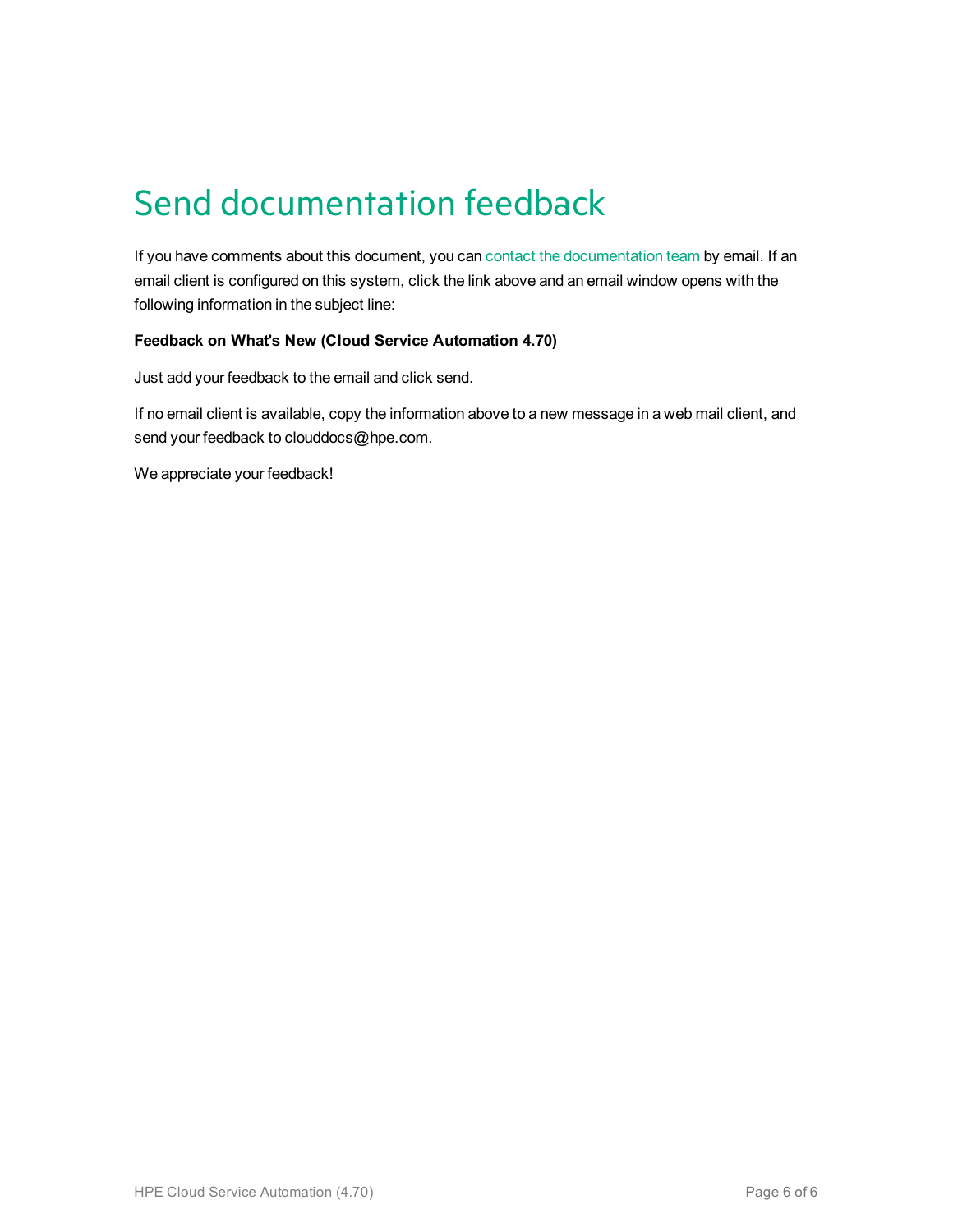# Send documentation feedback

If you have comments about this document, you can contact the documentation team by email. If an email client is configured on this system, click the link above and an email window opens with the following information in the subject line:

**Feedback on What's New (Cloud Service Automation 4.70)**

Just add your feedback to the email and click send.

If no email client is available, copy the information above to a new message in a web mail client, and send your feedback to clouddocs@hpe.com.

We appreciate your feedback!